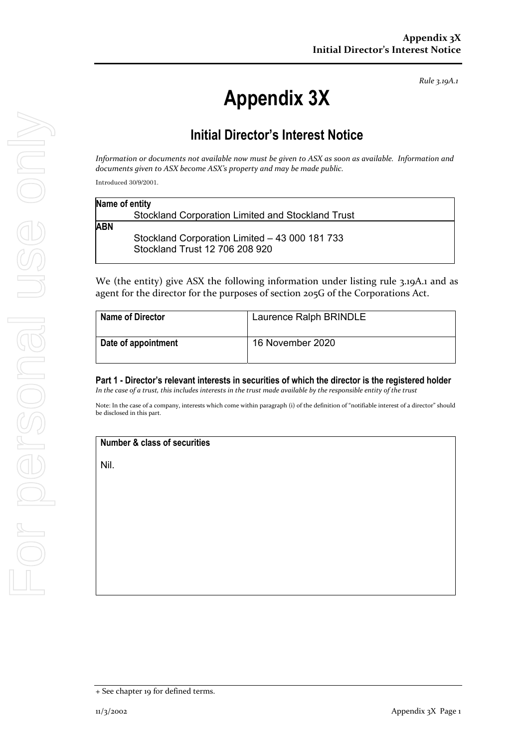*Rule 3.19A.1*

# Appendix 3X

## Initial Director's Interest Notice

*Information or documents not available now must be given to ASX as soon as available. Information and documents given to ASX become ASX's property and may be made public.*

Introduced 30/9/2001.

| **Name of entity** |
| --- |
| Stockland Corporation Limited and Stockland Trust |
| **ABN** |
| Stockland Corporation Limited – 43 000 181 733<br>Stockland Trust 12 706 208 920 |

We (the entity) give ASX the following information under listing rule 3.19A.1 and as agent for the director for the purposes of section 205G of the Corporations Act.

| **Name of Director** | Laurence Ralph BRINDLE |
| --- | --- |
| **Date of appointment** | 16 November 2020 |

### Part 1 - Director's relevant interests in securities of which the director is the registered holder

*In the case of a trust, this includes interests in the trust made available by the responsible entity of the trust*

Note: In the case of a company, interests which come within paragraph (i) of the definition of "notifiable interest of a director" should be disclosed in this part.

| **Number & class of securities** |
| --- |
| Nil. |

+ See chapter 19 for defined terms.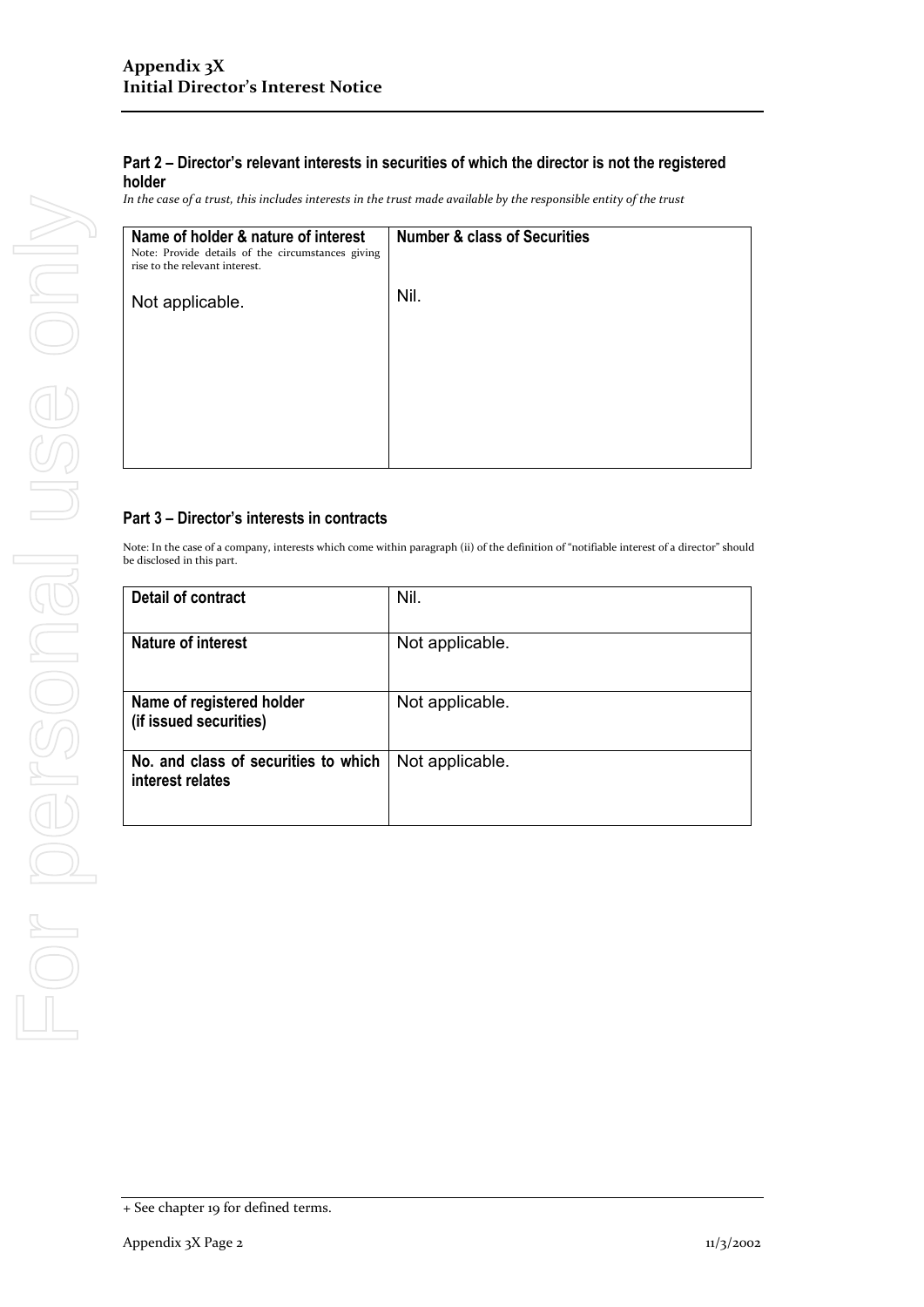## Part 2 – Director's relevant interests in securities of which the director is not the registered holder

*In the case of a trust, this includes interests in the trust made available by the responsible entity of the trust*

| Name of holder & nature of interest<br>Note: Provide details of the circumstances giving rise to the relevant interest. | Number & class of Securities |
|---|---|
| Not applicable. | Nil. |

## Part 3 – Director's interests in contracts

Note: In the case of a company, interests which come within paragraph (ii) of the definition of "notifiable interest of a director" should be disclosed in this part.

| | |
|---|---|
| **Detail of contract** | Nil. |
| **Nature of interest** | Not applicable. |
| **Name of registered holder (if issued securities)** | Not applicable. |
| **No. and class of securities to which interest relates** | Not applicable. |

+ See chapter 19 for defined terms.